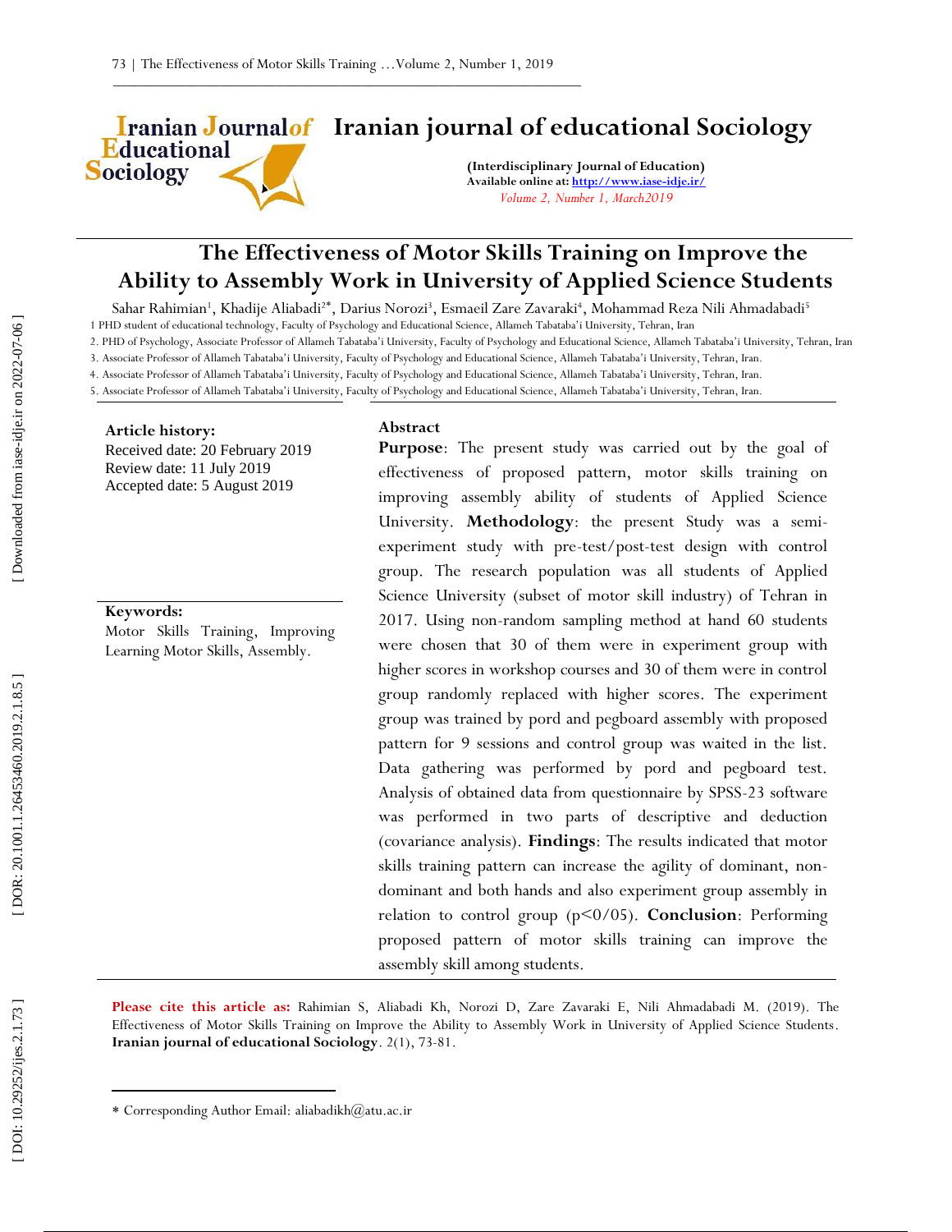# Iranian journal of educational Sociology

**(Interdisciplinary Journal of Education)**
**Available online at: http://www.iase-idje.ir/**
*Volume 2, Number 1, March2019*

# The Effectiveness of Motor Skills Training on Improve the Ability to Assembly Work in University of Applied Science Students

Sahar Rahimian[1], Khadije Aliabadi[2*], Darius Norozi[3], Esmaeil Zare Zavaraki[4], Mohammad Reza Nili Ahmadabadi[5]

1 PHD student of educational technology, Faculty of Psychology and Educational Science, Allameh Tabataba'i University, Tehran, Iran

2. PHD of Psychology, Associate Professor of Allameh Tabataba'i University, Faculty of Psychology and Educational Science, Allameh Tabataba'i University, Tehran, Iran

3. Associate Professor of Allameh Tabataba'i University, Faculty of Psychology and Educational Science, Allameh Tabataba'i University, Tehran, Iran.

4. Associate Professor of Allameh Tabataba'i University, Faculty of Psychology and Educational Science, Allameh Tabataba'i University, Tehran, Iran.

5. Associate Professor of Allameh Tabataba'i University, Faculty of Psychology and Educational Science, Allameh Tabataba'i University, Tehran, Iran.

**Article history:**
Received date: 20 February 2019
Review date: 11 July 2019
Accepted date: 5 August 2019

**Keywords:**
Motor Skills Training, Improving Learning Motor Skills, Assembly.

**Abstract**

**Purpose**: The present study was carried out by the goal of effectiveness of proposed pattern, motor skills training on improving assembly ability of students of Applied Science University. **Methodology**: the present Study was a semi-experiment study with pre-test/post-test design with control group. The research population was all students of Applied Science University (subset of motor skill industry) of Tehran in 2017. Using non-random sampling method at hand 60 students were chosen that 30 of them were in experiment group with higher scores in workshop courses and 30 of them were in control group randomly replaced with higher scores. The experiment group was trained by pord and pegboard assembly with proposed pattern for 9 sessions and control group was waited in the list. Data gathering was performed by pord and pegboard test. Analysis of obtained data from questionnaire by SPSS-23 software was performed in two parts of descriptive and deduction (covariance analysis). **Findings**: The results indicated that motor skills training pattern can increase the agility of dominant, non-dominant and both hands and also experiment group assembly in relation to control group (p<0/05). **Conclusion**: Performing proposed pattern of motor skills training can improve the assembly skill among students.

**Please cite this article as:** Rahimian S, Aliabadi Kh, Norozi D, Zare Zavaraki E, Nili Ahmadabadi M. (2019). The Effectiveness of Motor Skills Training on Improve the Ability to Assembly Work in University of Applied Science Students. **Iranian journal of educational Sociology**. 2(1), 73-81.

* Corresponding Author Email: aliabadikh@atu.ac.ir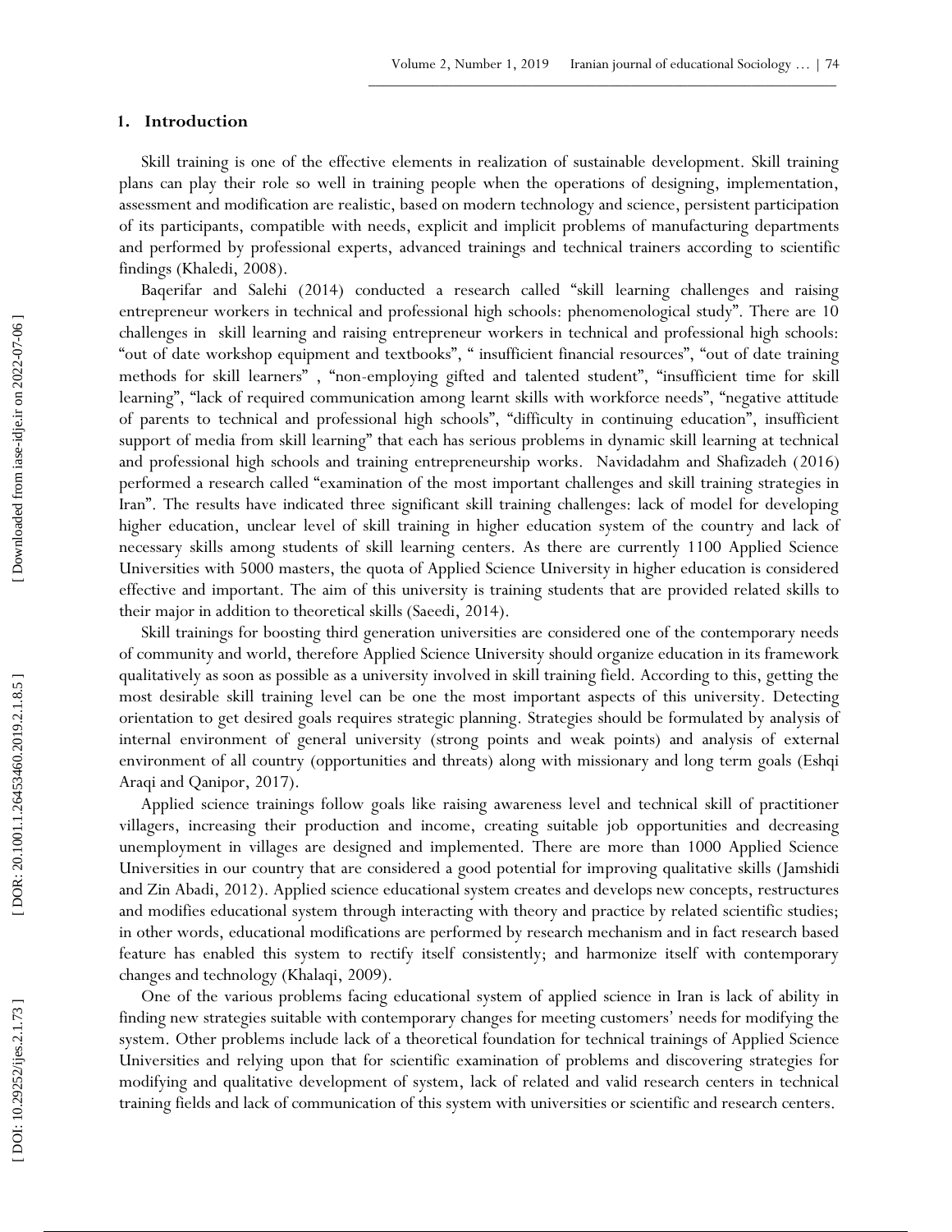## 1. Introduction

Skill training is one of the effective elements in realization of sustainable development. Skill training plans can play their role so well in training people when the operations of designing, implementation, assessment and modification are realistic, based on modern technology and science, persistent participation of its participants, compatible with needs, explicit and implicit problems of manufacturing departments and performed by professional experts, advanced trainings and technical trainers according to scientific findings (Khaledi, 2008).

Baqerifar and Salehi (2014) conducted a research called "skill learning challenges and raising entrepreneur workers in technical and professional high schools: phenomenological study". There are 10 challenges in skill learning and raising entrepreneur workers in technical and professional high schools: "out of date workshop equipment and textbooks", " insufficient financial resources", "out of date training methods for skill learners" , "non-employing gifted and talented student", "insufficient time for skill learning", "lack of required communication among learnt skills with workforce needs", "negative attitude of parents to technical and professional high schools", "difficulty in continuing education", insufficient support of media from skill learning" that each has serious problems in dynamic skill learning at technical and professional high schools and training entrepreneurship works. Navidadahm and Shafizadeh (2016) performed a research called "examination of the most important challenges and skill training strategies in Iran". The results have indicated three significant skill training challenges: lack of model for developing higher education, unclear level of skill training in higher education system of the country and lack of necessary skills among students of skill learning centers. As there are currently 1100 Applied Science Universities with 5000 masters, the quota of Applied Science University in higher education is considered effective and important. The aim of this university is training students that are provided related skills to their major in addition to theoretical skills (Saeedi, 2014).

Skill trainings for boosting third generation universities are considered one of the contemporary needs of community and world, therefore Applied Science University should organize education in its framework qualitatively as soon as possible as a university involved in skill training field. According to this, getting the most desirable skill training level can be one the most important aspects of this university. Detecting orientation to get desired goals requires strategic planning. Strategies should be formulated by analysis of internal environment of general university (strong points and weak points) and analysis of external environment of all country (opportunities and threats) along with missionary and long term goals (Eshqi Araqi and Qanipor, 2017).

Applied science trainings follow goals like raising awareness level and technical skill of practitioner villagers, increasing their production and income, creating suitable job opportunities and decreasing unemployment in villages are designed and implemented. There are more than 1000 Applied Science Universities in our country that are considered a good potential for improving qualitative skills (Jamshidi and Zin Abadi, 2012). Applied science educational system creates and develops new concepts, restructures and modifies educational system through interacting with theory and practice by related scientific studies; in other words, educational modifications are performed by research mechanism and in fact research based feature has enabled this system to rectify itself consistently; and harmonize itself with contemporary changes and technology (Khalaqi, 2009).

One of the various problems facing educational system of applied science in Iran is lack of ability in finding new strategies suitable with contemporary changes for meeting customers' needs for modifying the system. Other problems include lack of a theoretical foundation for technical trainings of Applied Science Universities and relying upon that for scientific examination of problems and discovering strategies for modifying and qualitative development of system, lack of related and valid research centers in technical training fields and lack of communication of this system with universities or scientific and research centers.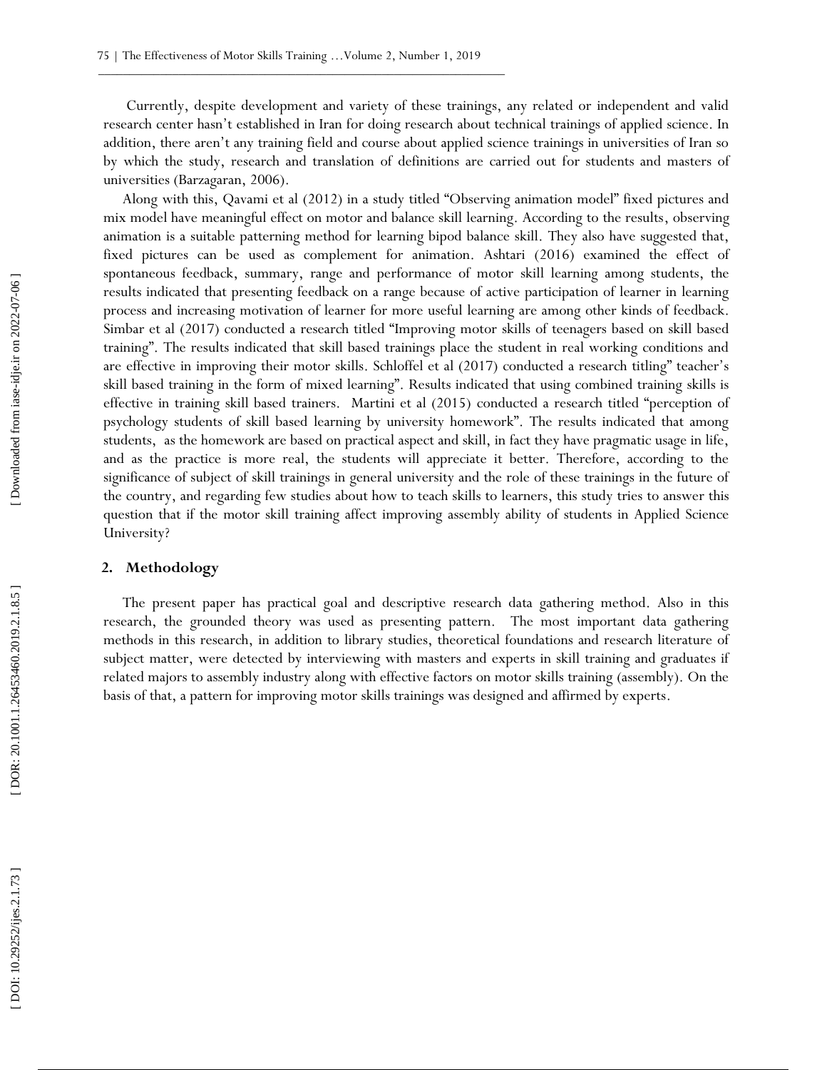Currently, despite development and variety of these trainings, any related or independent and valid research center hasn't established in Iran for doing research about technical trainings of applied science. In addition, there aren't any training field and course about applied science trainings in universities of Iran so by which the study, research and translation of definitions are carried out for students and masters of universities (Barzagaran, 2006).

Along with this, Qavami et al (2012) in a study titled "Observing animation model" fixed pictures and mix model have meaningful effect on motor and balance skill learning. According to the results, observing animation is a suitable patterning method for learning bipod balance skill. They also have suggested that, fixed pictures can be used as complement for animation. Ashtari (2016) examined the effect of spontaneous feedback, summary, range and performance of motor skill learning among students, the results indicated that presenting feedback on a range because of active participation of learner in learning process and increasing motivation of learner for more useful learning are among other kinds of feedback. Simbar et al (2017) conducted a research titled "Improving motor skills of teenagers based on skill based training". The results indicated that skill based trainings place the student in real working conditions and are effective in improving their motor skills. Schloffel et al (2017) conducted a research titling" teacher's skill based training in the form of mixed learning". Results indicated that using combined training skills is effective in training skill based trainers. Martini et al (2015) conducted a research titled "perception of psychology students of skill based learning by university homework". The results indicated that among students, as the homework are based on practical aspect and skill, in fact they have pragmatic usage in life, and as the practice is more real, the students will appreciate it better. Therefore, according to the significance of subject of skill trainings in general university and the role of these trainings in the future of the country, and regarding few studies about how to teach skills to learners, this study tries to answer this question that if the motor skill training affect improving assembly ability of students in Applied Science University?

## 2. Methodology

The present paper has practical goal and descriptive research data gathering method. Also in this research, the grounded theory was used as presenting pattern. The most important data gathering methods in this research, in addition to library studies, theoretical foundations and research literature of subject matter, were detected by interviewing with masters and experts in skill training and graduates if related majors to assembly industry along with effective factors on motor skills training (assembly). On the basis of that, a pattern for improving motor skills trainings was designed and affirmed by experts.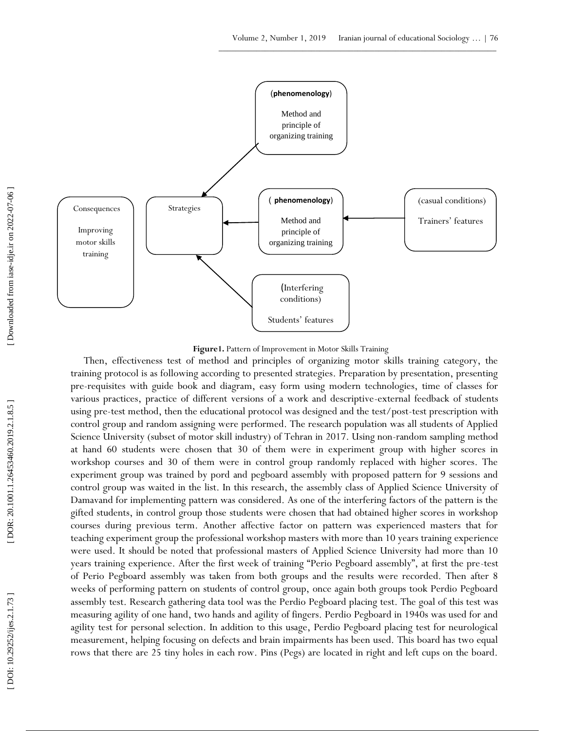Figure1. Pattern of Improvement in Motor Skills Training

Then, effectiveness test of method and principles of organizing motor skills training category, the training protocol is as following according to presented strategies. Preparation by presentation, presenting pre-requisites with guide book and diagram, easy form using modern technologies, time of classes for various practices, practice of different versions of a work and descriptive-external feedback of students using pre-test method, then the educational protocol was designed and the test/post-test prescription with control group and random assigning were performed. The research population was all students of Applied Science University (subset of motor skill industry) of Tehran in 2017. Using non-random sampling method at hand 60 students were chosen that 30 of them were in experiment group with higher scores in workshop courses and 30 of them were in control group randomly replaced with higher scores. The experiment group was trained by pord and pegboard assembly with proposed pattern for 9 sessions and control group was waited in the list. In this research, the assembly class of Applied Science University of Damavand for implementing pattern was considered. As one of the interfering factors of the pattern is the gifted students, in control group those students were chosen that had obtained higher scores in workshop courses during previous term. Another affective factor on pattern was experienced masters that for teaching experiment group the professional workshop masters with more than 10 years training experience were used. It should be noted that professional masters of Applied Science University had more than 10 years training experience. After the first week of training "Perio Pegboard assembly", at first the pre-test of Perio Pegboard assembly was taken from both groups and the results were recorded. Then after 8 weeks of performing pattern on students of control group, once again both groups took Perdio Pegboard assembly test. Research gathering data tool was the Perdio Pegboard placing test. The goal of this test was measuring agility of one hand, two hands and agility of fingers. Perdio Pegboard in 1940s was used for and agility test for personal selection. In addition to this usage, Perdio Pegboard placing test for neurological measurement, helping focusing on defects and brain impairments has been used. This board has two equal rows that there are 25 tiny holes in each row. Pins (Pegs) are located in right and left cups on the board.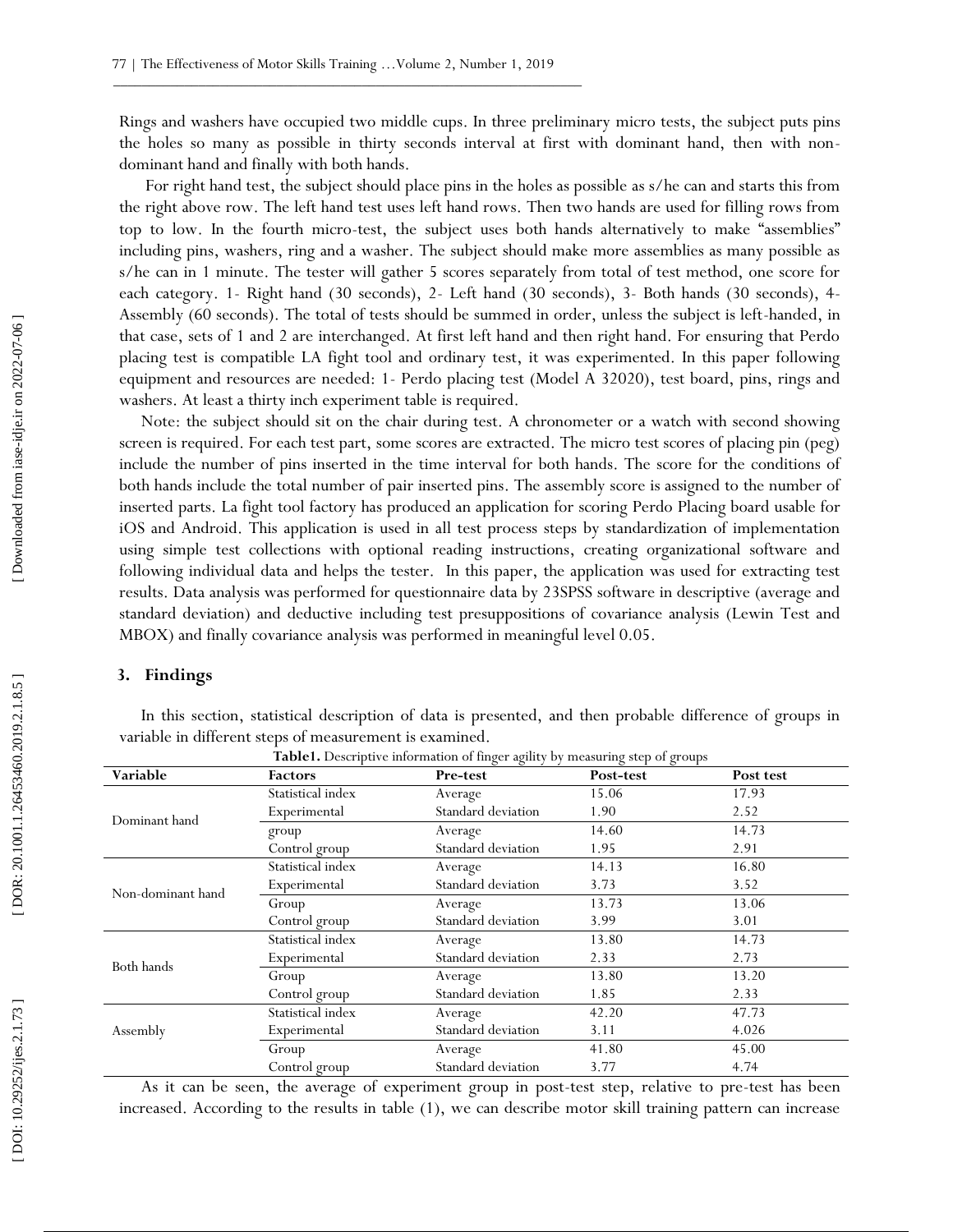Rings and washers have occupied two middle cups. In three preliminary micro tests, the subject puts pins the holes so many as possible in thirty seconds interval at first with dominant hand, then with non-dominant hand and finally with both hands.

For right hand test, the subject should place pins in the holes as possible as s/he can and starts this from the right above row. The left hand test uses left hand rows. Then two hands are used for filling rows from top to low. In the fourth micro-test, the subject uses both hands alternatively to make "assemblies" including pins, washers, ring and a washer. The subject should make more assemblies as many possible as s/he can in 1 minute. The tester will gather 5 scores separately from total of test method, one score for each category. 1- Right hand (30 seconds), 2- Left hand (30 seconds), 3- Both hands (30 seconds), 4- Assembly (60 seconds). The total of tests should be summed in order, unless the subject is left-handed, in that case, sets of 1 and 2 are interchanged. At first left hand and then right hand. For ensuring that Perdo placing test is compatible LA fight tool and ordinary test, it was experimented. In this paper following equipment and resources are needed: 1- Perdo placing test (Model A 32020), test board, pins, rings and washers. At least a thirty inch experiment table is required.

Note: the subject should sit on the chair during test. A chronometer or a watch with second showing screen is required. For each test part, some scores are extracted. The micro test scores of placing pin (peg) include the number of pins inserted in the time interval for both hands. The score for the conditions of both hands include the total number of pair inserted pins. The assembly score is assigned to the number of inserted parts. La fight tool factory has produced an application for scoring Perdo Placing board usable for iOS and Android. This application is used in all test process steps by standardization of implementation using simple test collections with optional reading instructions, creating organizational software and following individual data and helps the tester. In this paper, the application was used for extracting test results. Data analysis was performed for questionnaire data by 23SPSS software in descriptive (average and standard deviation) and deductive including test presuppositions of covariance analysis (Lewin Test and MBOX) and finally covariance analysis was performed in meaningful level 0.05.

## 3. Findings

In this section, statistical description of data is presented, and then probable difference of groups in variable in different steps of measurement is examined.

**Table1.** Descriptive information of finger agility by measuring step of groups

| Variable | Factors | Pre-test | Post-test | Post test |
|---|---|---|---|---|
| Dominant hand | Statistical index | Average | 15.06 | 17.93 |
| | Experimental | Standard deviation | 1.90 | 2.52 |
| | group | Average | 14.60 | 14.73 |
| | Control group | Standard deviation | 1.95 | 2.91 |
| Non-dominant hand | Statistical index | Average | 14.13 | 16.80 |
| | Experimental | Standard deviation | 3.73 | 3.52 |
| | Group | Average | 13.73 | 13.06 |
| | Control group | Standard deviation | 3.99 | 3.01 |
| Both hands | Statistical index | Average | 13.80 | 14.73 |
| | Experimental | Standard deviation | 2.33 | 2.73 |
| | Group | Average | 13.80 | 13.20 |
| | Control group | Standard deviation | 1.85 | 2.33 |
| Assembly | Statistical index | Average | 42.20 | 47.73 |
| | Experimental | Standard deviation | 3.11 | 4.026 |
| | Group | Average | 41.80 | 45.00 |
| | Control group | Standard deviation | 3.77 | 4.74 |

As it can be seen, the average of experiment group in post-test step, relative to pre-test has been increased. According to the results in table (1), we can describe motor skill training pattern can increase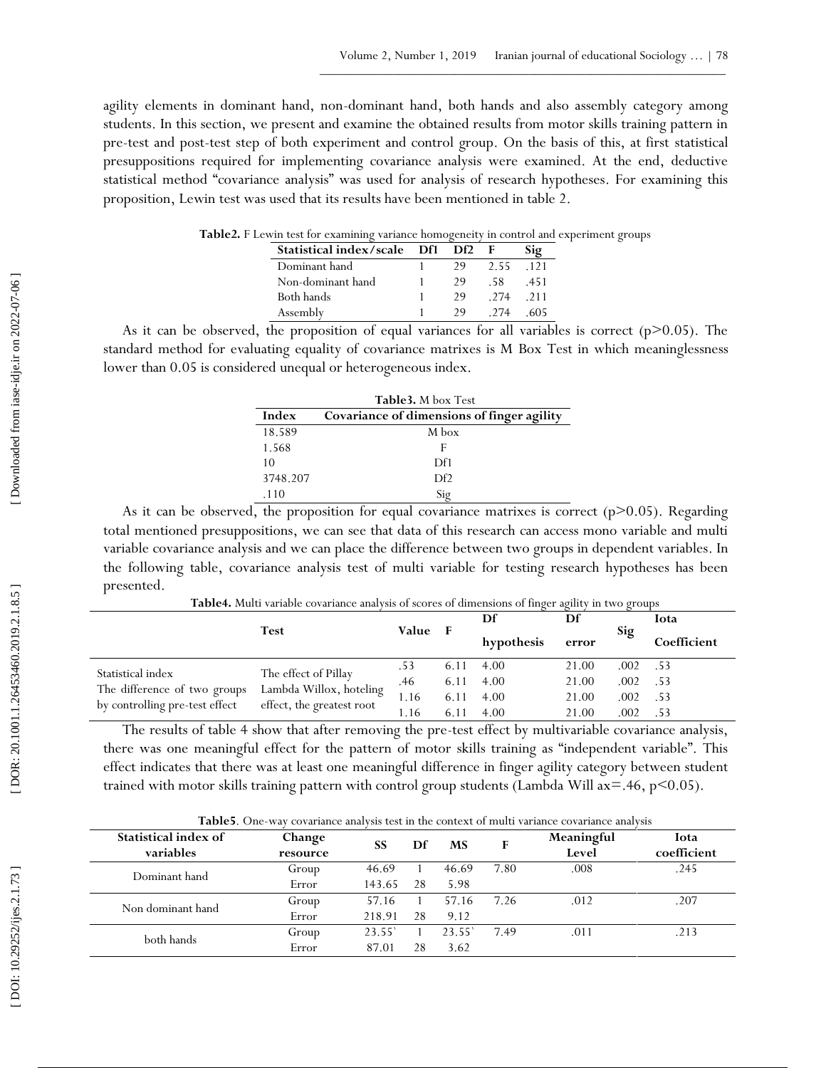agility elements in dominant hand, non-dominant hand, both hands and also assembly category among students. In this section, we present and examine the obtained results from motor skills training pattern in pre-test and post-test step of both experiment and control group. On the basis of this, at first statistical presuppositions required for implementing covariance analysis were examined. At the end, deductive statistical method "covariance analysis" was used for analysis of research hypotheses. For examining this proposition, Lewin test was used that its results have been mentioned in table 2.

**Table2.** F Lewin test for examining variance homogeneity in control and experiment groups

| Statistical index/scale | Df1 | Df2 | F | Sig |
|---|---|---|---|---|
| Dominant hand | 1 | 29 | 2.55 | .121 |
| Non-dominant hand | 1 | 29 | .58 | .451 |
| Both hands | 1 | 29 | .274 | .211 |
| Assembly | 1 | 29 | .274 | .605 |

As it can be observed, the proposition of equal variances for all variables is correct ($p>0.05$). The standard method for evaluating equality of covariance matrixes is M Box Test in which meaninglessness lower than 0.05 is considered unequal or heterogeneous index.

**Table3.** M box Test

| Index | Covariance of dimensions of finger agility |
|---|---|
| 18.589 | M box |
| 1.568 | F |
| 10 | Df1 |
| 3748.207 | Df2 |
| .110 | Sig |

As it can be observed, the proposition for equal covariance matrixes is correct ($p>0.05$). Regarding total mentioned presuppositions, we can see that data of this research can access mono variable and multi variable covariance analysis and we can place the difference between two groups in dependent variables. In the following table, covariance analysis test of multi variable for testing research hypotheses has been presented.

**Table4.** Multi variable covariance analysis of scores of dimensions of finger agility in two groups

| | Test | Value | F | Df hypothesis | Df error | Sig | Iota Coefficient |
|---|---|---|---|---|---|---|---|
| Statistical index The difference of two groups by controlling pre-test effect | The effect of Pillay Lambda Willox, hoteling effect, the greatest root | .53 | 6.11 | 4.00 | 21.00 | .002 | .53 |
| | | .46 | 6.11 | 4.00 | 21.00 | .002 | .53 |
| | | 1.16 | 6.11 | 4.00 | 21.00 | .002 | .53 |
| | | 1.16 | 6.11 | 4.00 | 21.00 | .002 | .53 |

The results of table 4 show that after removing the pre-test effect by multivariable covariance analysis, there was one meaningful effect for the pattern of motor skills training as "independent variable". This effect indicates that there was at least one meaningful difference in finger agility category between student trained with motor skills training pattern with control group students (Lambda Will ax=.46, $p<0.05$).

**Table5**. One-way covariance analysis test in the context of multi variance covariance analysis

| Statistical index of variables | Change resource | SS | Df | MS | F | Meaningful Level | Iota coefficient |
|---|---|---|---|---|---|---|---|
| Dominant hand | Group | 46.69 | 1 | 46.69 | 7.80 | .008 | .245 |
| | Error | 143.65 | 28 | 5.98 | | | |
| Non dominant hand | Group | 57.16 | 1 | 57.16 | 7.26 | .012 | .207 |
| | Error | 218.91 | 28 | 9.12 | | | |
| both hands | Group | 23.55` | 1 | 23.55` | 7.49 | .011 | .213 |
| | Error | 87.01 | 28 | 3.62 | | | |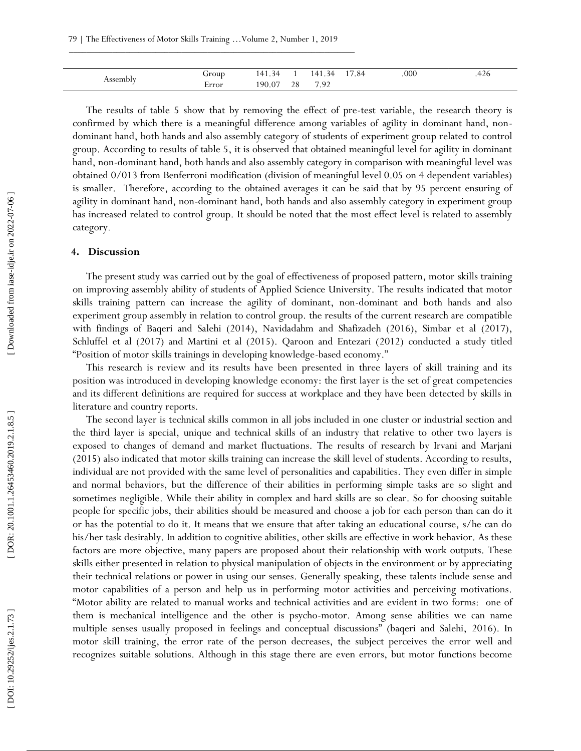| Assembly | Group | 141.34 | 1 | 141.34 | 17.84 | .000 | .426 |
|---|---|---|---|---|---|---|---|
| | Error | 190.07 | 28 | 7.92 | | | |

The results of table 5 show that by removing the effect of pre-test variable, the research theory is confirmed by which there is a meaningful difference among variables of agility in dominant hand, non-dominant hand, both hands and also assembly category of students of experiment group related to control group. According to results of table 5, it is observed that obtained meaningful level for agility in dominant hand, non-dominant hand, both hands and also assembly category in comparison with meaningful level was obtained 0/013 from Benferroni modification (division of meaningful level 0.05 on 4 dependent variables) is smaller. Therefore, according to the obtained averages it can be said that by 95 percent ensuring of agility in dominant hand, non-dominant hand, both hands and also assembly category in experiment group has increased related to control group. It should be noted that the most effect level is related to assembly category.

## 4. Discussion

The present study was carried out by the goal of effectiveness of proposed pattern, motor skills training on improving assembly ability of students of Applied Science University. The results indicated that motor skills training pattern can increase the agility of dominant, non-dominant and both hands and also experiment group assembly in relation to control group. the results of the current research are compatible with findings of Baqeri and Salehi (2014), Navidadahm and Shafizadeh (2016), Simbar et al (2017), Schluffel et al (2017) and Martini et al (2015). Qaroon and Entezari (2012) conducted a study titled "Position of motor skills trainings in developing knowledge-based economy."

This research is review and its results have been presented in three layers of skill training and its position was introduced in developing knowledge economy: the first layer is the set of great competencies and its different definitions are required for success at workplace and they have been detected by skills in literature and country reports.

The second layer is technical skills common in all jobs included in one cluster or industrial section and the third layer is special, unique and technical skills of an industry that relative to other two layers is exposed to changes of demand and market fluctuations. The results of research by Irvani and Marjani (2015) also indicated that motor skills training can increase the skill level of students. According to results, individual are not provided with the same level of personalities and capabilities. They even differ in simple and normal behaviors, but the difference of their abilities in performing simple tasks are so slight and sometimes negligible. While their ability in complex and hard skills are so clear. So for choosing suitable people for specific jobs, their abilities should be measured and choose a job for each person than can do it or has the potential to do it. It means that we ensure that after taking an educational course, s/he can do his/her task desirably. In addition to cognitive abilities, other skills are effective in work behavior. As these factors are more objective, many papers are proposed about their relationship with work outputs. These skills either presented in relation to physical manipulation of objects in the environment or by appreciating their technical relations or power in using our senses. Generally speaking, these talents include sense and motor capabilities of a person and help us in performing motor activities and perceiving motivations. "Motor ability are related to manual works and technical activities and are evident in two forms: one of them is mechanical intelligence and the other is psycho-motor. Among sense abilities we can name multiple senses usually proposed in feelings and conceptual discussions" (baqeri and Salehi, 2016). In motor skill training, the error rate of the person decreases, the subject perceives the error well and recognizes suitable solutions. Although in this stage there are even errors, but motor functions become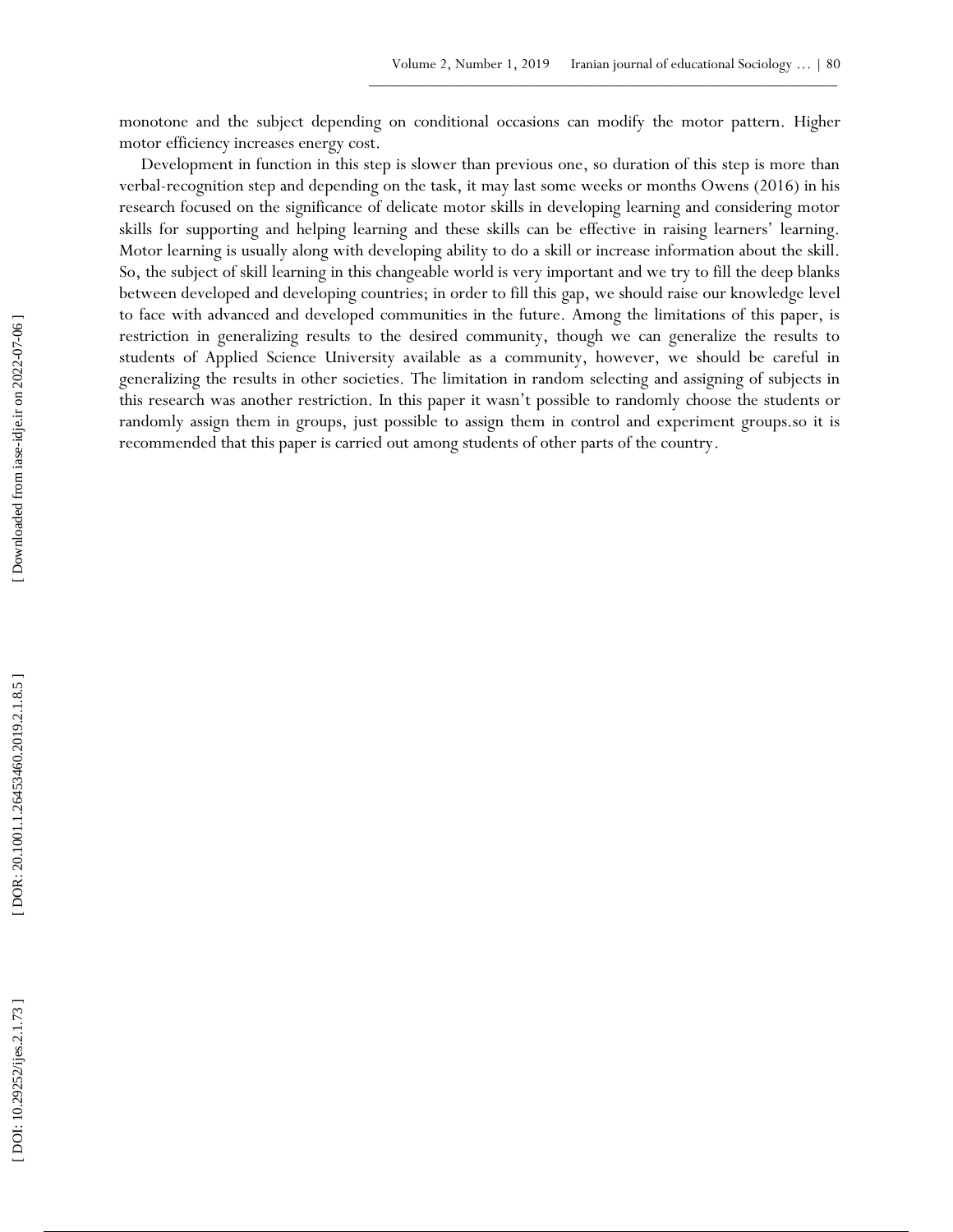monotone and the subject depending on conditional occasions can modify the motor pattern. Higher motor efficiency increases energy cost.

Development in function in this step is slower than previous one, so duration of this step is more than verbal-recognition step and depending on the task, it may last some weeks or months Owens (2016) in his research focused on the significance of delicate motor skills in developing learning and considering motor skills for supporting and helping learning and these skills can be effective in raising learners' learning. Motor learning is usually along with developing ability to do a skill or increase information about the skill. So, the subject of skill learning in this changeable world is very important and we try to fill the deep blanks between developed and developing countries; in order to fill this gap, we should raise our knowledge level to face with advanced and developed communities in the future. Among the limitations of this paper, is restriction in generalizing results to the desired community, though we can generalize the results to students of Applied Science University available as a community, however, we should be careful in generalizing the results in other societies. The limitation in random selecting and assigning of subjects in this research was another restriction. In this paper it wasn't possible to randomly choose the students or randomly assign them in groups, just possible to assign them in control and experiment groups.so it is recommended that this paper is carried out among students of other parts of the country.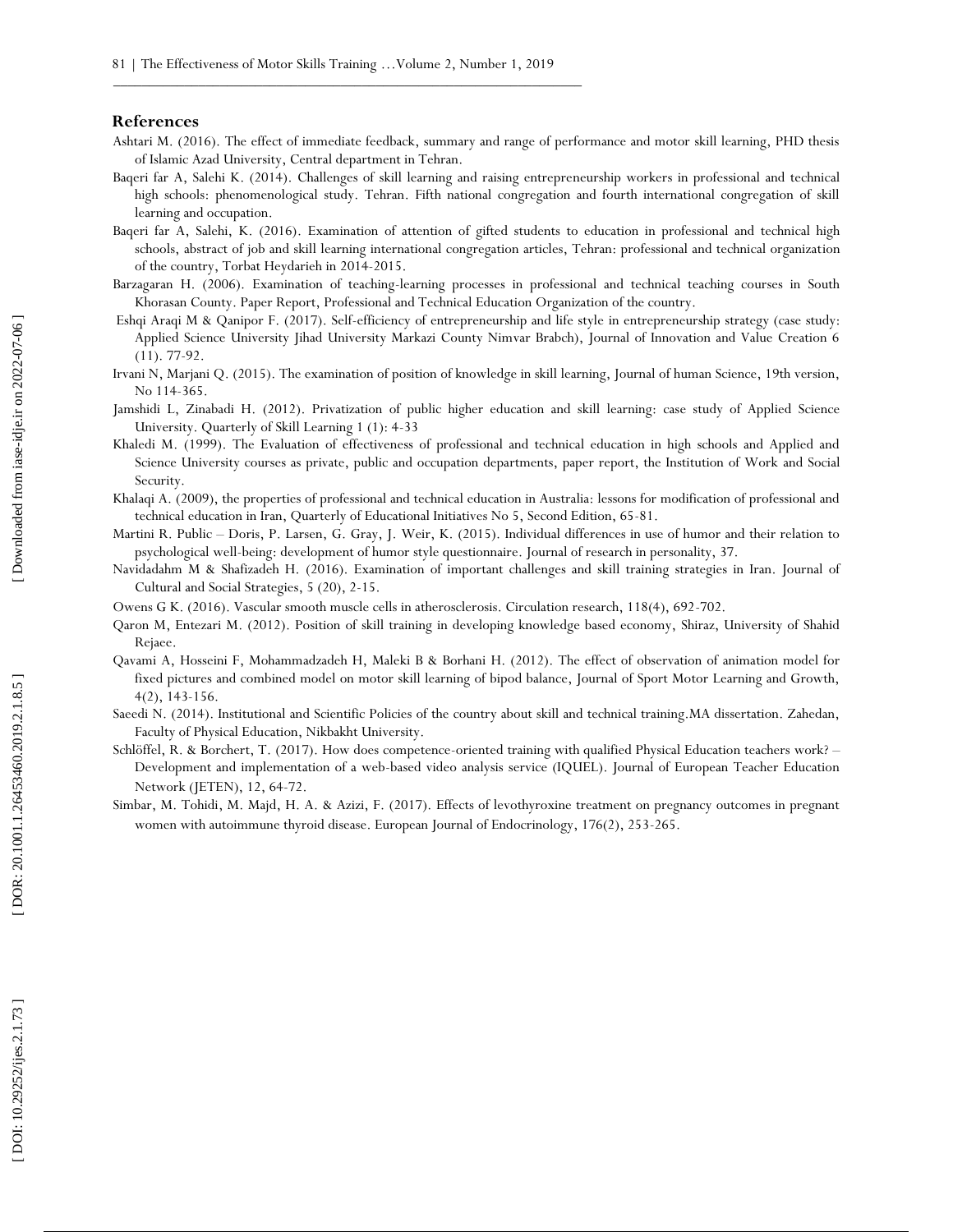## References

Ashtari M. (2016). The effect of immediate feedback, summary and range of performance and motor skill learning, PHD thesis of Islamic Azad University, Central department in Tehran.

Baqeri far A, Salehi K. (2014). Challenges of skill learning and raising entrepreneurship workers in professional and technical high schools: phenomenological study. Tehran. Fifth national congregation and fourth international congregation of skill learning and occupation.

Baqeri far A, Salehi, K. (2016). Examination of attention of gifted students to education in professional and technical high schools, abstract of job and skill learning international congregation articles, Tehran: professional and technical organization of the country, Torbat Heydarieh in 2014-2015.

Barzagaran H. (2006). Examination of teaching-learning processes in professional and technical teaching courses in South Khorasan County. Paper Report, Professional and Technical Education Organization of the country.

Eshqi Araqi M & Qanipor F. (2017). Self-efficiency of entrepreneurship and life style in entrepreneurship strategy (case study: Applied Science University Jihad University Markazi County Nimvar Brabch), Journal of Innovation and Value Creation 6 (11). 77-92.

Irvani N, Marjani Q. (2015). The examination of position of knowledge in skill learning, Journal of human Science, 19th version, No 114-365.

Jamshidi L, Zinabadi H. (2012). Privatization of public higher education and skill learning: case study of Applied Science University. Quarterly of Skill Learning 1 (1): 4-33

Khaledi M. (1999). The Evaluation of effectiveness of professional and technical education in high schools and Applied and Science University courses as private, public and occupation departments, paper report, the Institution of Work and Social Security.

Khalaqi A. (2009), the properties of professional and technical education in Australia: lessons for modification of professional and technical education in Iran, Quarterly of Educational Initiatives No 5, Second Edition, 65-81.

Martini R. Public – Doris, P. Larsen, G. Gray, J. Weir, K. (2015). Individual differences in use of humor and their relation to psychological well-being: development of humor style questionnaire. Journal of research in personality, 37.

Navidadahm M & Shafizadeh H. (2016). Examination of important challenges and skill training strategies in Iran. Journal of Cultural and Social Strategies, 5 (20), 2-15.

Owens G K. (2016). Vascular smooth muscle cells in atherosclerosis. Circulation research, 118(4), 692-702.

Qaron M, Entezari M. (2012). Position of skill training in developing knowledge based economy, Shiraz, University of Shahid Rejaee.

Qavami A, Hosseini F, Mohammadzadeh H, Maleki B & Borhani H. (2012). The effect of observation of animation model for fixed pictures and combined model on motor skill learning of bipod balance, Journal of Sport Motor Learning and Growth, 4(2), 143-156.

Saeedi N. (2014). Institutional and Scientific Policies of the country about skill and technical training.MA dissertation. Zahedan, Faculty of Physical Education, Nikbakht University.

Schlöffel, R. & Borchert, T. (2017). How does competence-oriented training with qualified Physical Education teachers work? – Development and implementation of a web-based video analysis service (IQUEL). Journal of European Teacher Education Network (JETEN), 12, 64-72.

Simbar, M. Tohidi, M. Majd, H. A. & Azizi, F. (2017). Effects of levothyroxine treatment on pregnancy outcomes in pregnant women with autoimmune thyroid disease. European Journal of Endocrinology, 176(2), 253-265.